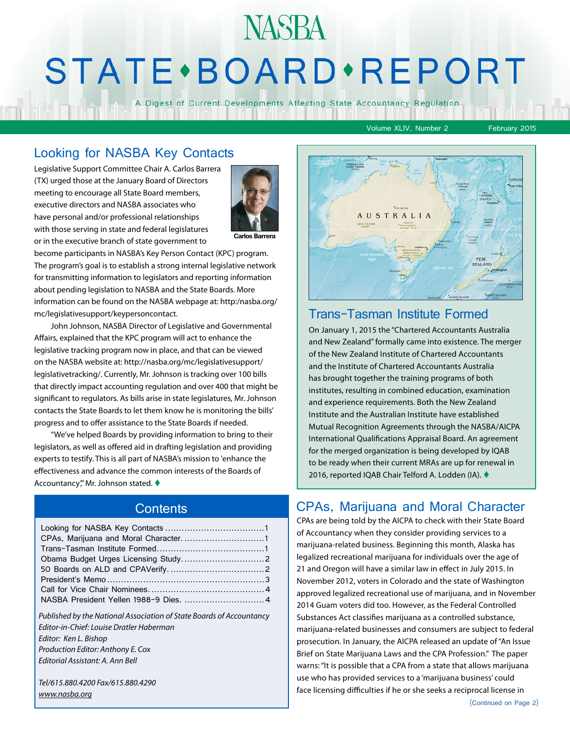NASBA

# STATE • BOARD • REPORT

A Digest of Current Developments Affecting State Accountancy Regulation

Volume XLIV, Number 2 February 2015

## Looking for NASBA Key Contacts

Carlos Barrera

Legislative Support Committee Chair A. Carlos Barrera (TX) urged those at the January Board of Directors meeting to encourage all State Board members, executive directors and NASBA associates who have personal and/or professional relationships with those serving in state and federal legislatures or in the executive branch of state government to become participants in NASBA's Key Person Contact (KPC) program. The program's goal is to establish a strong internal legislative network for transmitting information to legislators and reporting information about pending legislation to NASBA and the State Boards. More information can be found on the NASBA webpage at: http:/nasba.org/mc/legislativesupport/keypersoncontact.

John Johnson, NASBA Director of Legislative and Governmental Affairs, explained that the KPC program will act to enhance the legislative tracking program now in place, and that can be viewed on the NASBA website at: http://nasba.org/mc/legislativesupport/legislativetracking/. Currently, Mr. Johnson is tracking over 100 bills that directly impact accounting regulation and over 400 that might be significant to regulators. As bills arise in state legislatures, Mr. Johnson contacts the State Boards to let them know he is monitoring the bills' progress and to offer assistance to the State Boards if needed.

"We've helped Boards by providing information to bring to their legislators, as well as offered aid in drafting legislation and providing experts to testify. This is all part of NASBA's mission to 'enhance the effectiveness and advance the common interests of the Boards of Accountancy'," Mr. Johnson stated. ♦

## Contents

Looking for NASBA Key Contacts .....1
CPAs, Marijuana and Moral Character .....1
Trans-Tasman Institute Formed .....1
Obama Budget Urges Licensing Study .....2
50 Boards on ALD and CPAVerify .....2
President's Memo .....3
Call for Vice Chair Nominees .....4
NASBA President Yellen 1988-9 Dies .....4

*Published by the National Association of State Boards of Accountancy*
*Editor-in-Chief: Louise Dratler Haberman*
*Editor: Ken L. Bishop*
*Production Editor: Anthony E. Cox*
*Editorial Assistant: A. Ann Bell*

*Tel/615.880.4200 Fax/615.880.4290*
*www.nasba.org*

## Trans-Tasman Institute Formed

On January 1, 2015 the "Chartered Accountants Australia and New Zealand" formally came into existence. The merger of the New Zealand Institute of Chartered Accountants and the Institute of Chartered Accountants Australia has brought together the training programs of both institutes, resulting in combined education, examination and experience requirements. Both the New Zealand Institute and the Australian Institute have established Mutual Recognition Agreements through the NASBA/AICPA International Qualifications Appraisal Board. An agreement for the merged organization is being developed by IQAB to be ready when their current MRAs are up for renewal in 2016, reported IQAB Chair Telford A. Lodden (IA). ♦

## CPAs, Marijuana and Moral Character

CPAs are being told by the AICPA to check with their State Board of Accountancy when they consider providing services to a marijuana-related business. Beginning this month, Alaska has legalized recreational marijuana for individuals over the age of 21 and Oregon will have a similar law in effect in July 2015. In November 2012, voters in Colorado and the state of Washington approved legalized recreational use of marijuana, and in November 2014 Guam voters did too. However, as the Federal Controlled Substances Act classifies marijuana as a controlled substance, marijuana-related businesses and consumers are subject to federal prosecution. In January, the AICPA released an update of "An Issue Brief on State Marijuana Laws and the CPA Profession." The paper warns: "It is possible that a CPA from a state that allows marijuana use who has provided services to a 'marijuana business' could face licensing difficulties if he or she seeks a reciprocal license in

(Continued on Page 2)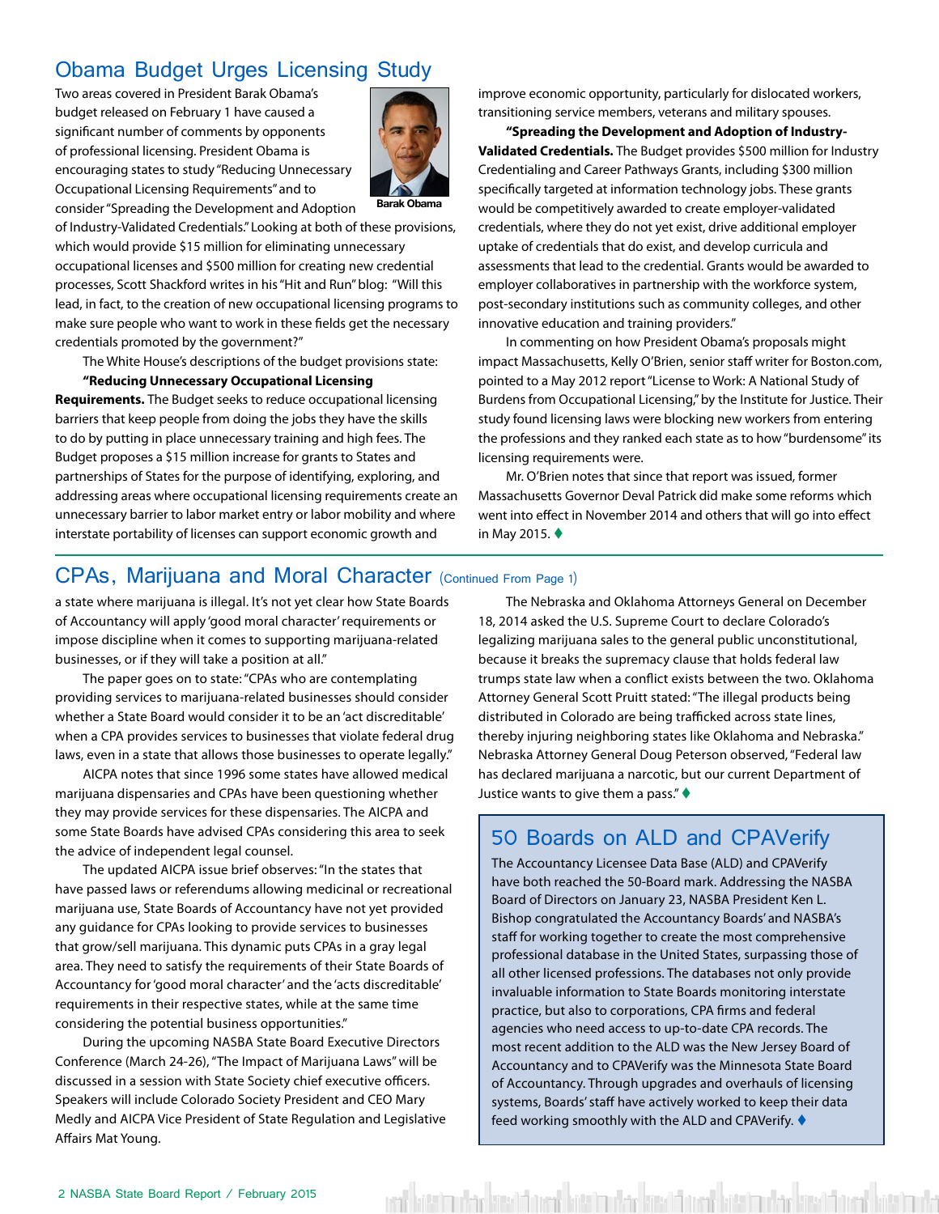## Obama Budget Urges Licensing Study

Two areas covered in President Barak Obama's budget released on February 1 have caused a significant number of comments by opponents of professional licensing. President Obama is encouraging states to study "Reducing Unnecessary Occupational Licensing Requirements" and to consider "Spreading the Development and Adoption of Industry-Validated Credentials." Looking at both of these provisions, which would provide $15 million for eliminating unnecessary occupational licenses and $500 million for creating new credential processes, Scott Shackford writes in his "Hit and Run" blog: "Will this lead, in fact, to the creation of new occupational licensing programs to make sure people who want to work in these fields get the necessary credentials promoted by the government?"

Barak Obama

The White House's descriptions of the budget provisions state:

**"Reducing Unnecessary Occupational Licensing Requirements.** The Budget seeks to reduce occupational licensing barriers that keep people from doing the jobs they have the skills to do by putting in place unnecessary training and high fees. The Budget proposes a $15 million increase for grants to States and partnerships of States for the purpose of identifying, exploring, and addressing areas where occupational licensing requirements create an unnecessary barrier to labor market entry or labor mobility and where interstate portability of licenses can support economic growth and improve economic opportunity, particularly for dislocated workers, transitioning service members, veterans and military spouses.

**"Spreading the Development and Adoption of Industry-Validated Credentials.** The Budget provides $500 million for Industry Credentialing and Career Pathways Grants, including $300 million specifically targeted at information technology jobs. These grants would be competitively awarded to create employer-validated credentials, where they do not yet exist, drive additional employer uptake of credentials that do exist, and develop curricula and assessments that lead to the credential. Grants would be awarded to employer collaboratives in partnership with the workforce system, post-secondary institutions such as community colleges, and other innovative education and training providers."

In commenting on how President Obama's proposals might impact Massachusetts, Kelly O'Brien, senior staff writer for Boston.com, pointed to a May 2012 report "License to Work: A National Study of Burdens from Occupational Licensing," by the Institute for Justice. Their study found licensing laws were blocking new workers from entering the professions and they ranked each state as to how "burdensome" its licensing requirements were.

Mr. O'Brien notes that since that report was issued, former Massachusetts Governor Deval Patrick did make some reforms which went into effect in November 2014 and others that will go into effect in May 2015. ♦

## CPAs, Marijuana and Moral Character (Continued From Page 1)

a state where marijuana is illegal. It's not yet clear how State Boards of Accountancy will apply 'good moral character' requirements or impose discipline when it comes to supporting marijuana-related businesses, or if they will take a position at all."

The paper goes on to state: "CPAs who are contemplating providing services to marijuana-related businesses should consider whether a State Board would consider it to be an 'act discreditable' when a CPA provides services to businesses that violate federal drug laws, even in a state that allows those businesses to operate legally."

AICPA notes that since 1996 some states have allowed medical marijuana dispensaries and CPAs have been questioning whether they may provide services for these dispensaries. The AICPA and some State Boards have advised CPAs considering this area to seek the advice of independent legal counsel.

The updated AICPA issue brief observes: "In the states that have passed laws or referendums allowing medicinal or recreational marijuana use, State Boards of Accountancy have not yet provided any guidance for CPAs looking to provide services to businesses that grow/sell marijuana. This dynamic puts CPAs in a gray legal area. They need to satisfy the requirements of their State Boards of Accountancy for 'good moral character' and the 'acts discreditable' requirements in their respective states, while at the same time considering the potential business opportunities."

During the upcoming NASBA State Board Executive Directors Conference (March 24-26), "The Impact of Marijuana Laws" will be discussed in a session with State Society chief executive officers. Speakers will include Colorado Society President and CEO Mary Medly and AICPA Vice President of State Regulation and Legislative Affairs Mat Young.

The Nebraska and Oklahoma Attorneys General on December 18, 2014 asked the U.S. Supreme Court to declare Colorado's legalizing marijuana sales to the general public unconstitutional, because it breaks the supremacy clause that holds federal law trumps state law when a conflict exists between the two. Oklahoma Attorney General Scott Pruitt stated: "The illegal products being distributed in Colorado are being trafficked across state lines, thereby injuring neighboring states like Oklahoma and Nebraska." Nebraska Attorney General Doug Peterson observed, "Federal law has declared marijuana a narcotic, but our current Department of Justice wants to give them a pass." ♦

## 50 Boards on ALD and CPAVerify

The Accountancy Licensee Data Base (ALD) and CPAVerify have both reached the 50-Board mark. Addressing the NASBA Board of Directors on January 23, NASBA President Ken L. Bishop congratulated the Accountancy Boards' and NASBA's staff for working together to create the most comprehensive professional database in the United States, surpassing those of all other licensed professions. The databases not only provide invaluable information to State Boards monitoring interstate practice, but also to corporations, CPA firms and federal agencies who need access to up-to-date CPA records. The most recent addition to the ALD was the New Jersey Board of Accountancy and to CPAVerify was the Minnesota State Board of Accountancy. Through upgrades and overhauls of licensing systems, Boards' staff have actively worked to keep their data feed working smoothly with the ALD and CPAVerify. ♦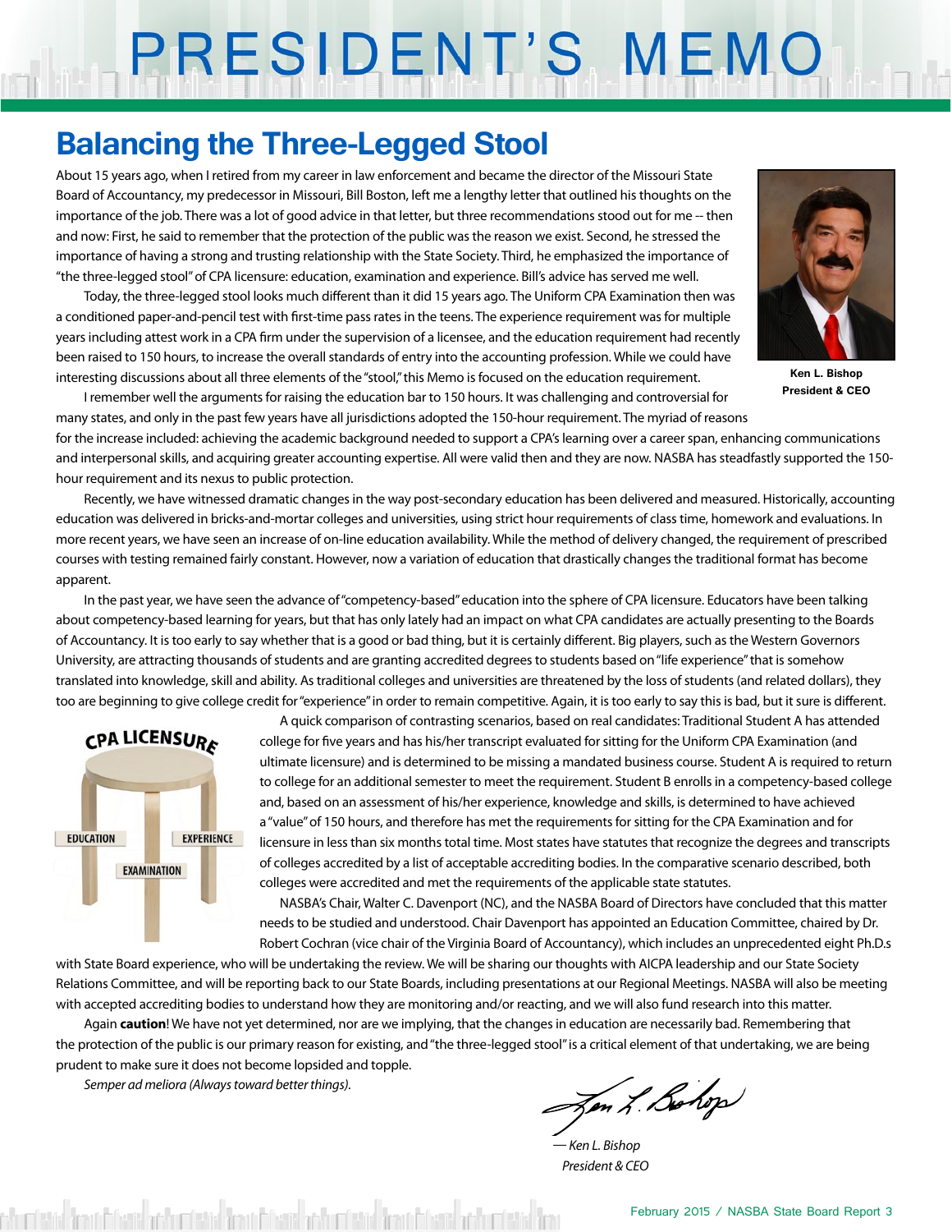# PRESIDENT'S MEMO

## Balancing the Three-Legged Stool

About 15 years ago, when I retired from my career in law enforcement and became the director of the Missouri State Board of Accountancy, my predecessor in Missouri, Bill Boston, left me a lengthy letter that outlined his thoughts on the importance of the job. There was a lot of good advice in that letter, but three recommendations stood out for me -- then and now: First, he said to remember that the protection of the public was the reason we exist. Second, he stressed the importance of having a strong and trusting relationship with the State Society. Third, he emphasized the importance of "the three-legged stool" of CPA licensure: education, examination and experience. Bill's advice has served me well.

**Ken L. Bishop**
**President & CEO**

Today, the three-legged stool looks much different than it did 15 years ago. The Uniform CPA Examination then was a conditioned paper-and-pencil test with first-time pass rates in the teens. The experience requirement was for multiple years including attest work in a CPA firm under the supervision of a licensee, and the education requirement had recently been raised to 150 hours, to increase the overall standards of entry into the accounting profession. While we could have interesting discussions about all three elements of the "stool," this Memo is focused on the education requirement.

I remember well the arguments for raising the education bar to 150 hours. It was challenging and controversial for many states, and only in the past few years have all jurisdictions adopted the 150-hour requirement. The myriad of reasons for the increase included: achieving the academic background needed to support a CPA's learning over a career span, enhancing communications and interpersonal skills, and acquiring greater accounting expertise. All were valid then and they are now. NASBA has steadfastly supported the 150-hour requirement and its nexus to public protection.

Recently, we have witnessed dramatic changes in the way post-secondary education has been delivered and measured. Historically, accounting education was delivered in bricks-and-mortar colleges and universities, using strict hour requirements of class time, homework and evaluations. In more recent years, we have seen an increase of on-line education availability. While the method of delivery changed, the requirement of prescribed courses with testing remained fairly constant. However, now a variation of education that drastically changes the traditional format has become apparent.

In the past year, we have seen the advance of "competency-based" education into the sphere of CPA licensure. Educators have been talking about competency-based learning for years, but that has only lately had an impact on what CPA candidates are actually presenting to the Boards of Accountancy. It is too early to say whether that is a good or bad thing, but it is certainly different. Big players, such as the Western Governors University, are attracting thousands of students and are granting accredited degrees to students based on "life experience" that is somehow translated into knowledge, skill and ability. As traditional colleges and universities are threatened by the loss of students (and related dollars), they too are beginning to give college credit for "experience" in order to remain competitive. Again, it is too early to say this is bad, but it sure is different.

CPA LICENSURE

EDUCATION
EXPERIENCE
EXAMINATION

A quick comparison of contrasting scenarios, based on real candidates: Traditional Student A has attended college for five years and has his/her transcript evaluated for sitting for the Uniform CPA Examination (and ultimate licensure) and is determined to be missing a mandated business course. Student A is required to return to college for an additional semester to meet the requirement. Student B enrolls in a competency-based college and, based on an assessment of his/her experience, knowledge and skills, is determined to have achieved a "value" of 150 hours, and therefore has met the requirements for sitting for the CPA Examination and for licensure in less than six months total time. Most states have statutes that recognize the degrees and transcripts of colleges accredited by a list of acceptable accrediting bodies. In the comparative scenario described, both colleges were accredited and met the requirements of the applicable state statutes.

NASBA's Chair, Walter C. Davenport (NC), and the NASBA Board of Directors have concluded that this matter needs to be studied and understood. Chair Davenport has appointed an Education Committee, chaired by Dr. Robert Cochran (vice chair of the Virginia Board of Accountancy), which includes an unprecedented eight Ph.D.s with State Board experience, who will be undertaking the review. We will be sharing our thoughts with AICPA leadership and our State Society Relations Committee, and will be reporting back to our State Boards, including presentations at our Regional Meetings. NASBA will also be meeting with accepted accrediting bodies to understand how they are monitoring and/or reacting, and we will also fund research into this matter.

Again **caution**! We have not yet determined, nor are we implying, that the changes in education are necessarily bad. Remembering that the protection of the public is our primary reason for existing, and "the three-legged stool" is a critical element of that undertaking, we are being prudent to make sure it does not become lopsided and topple.

*Semper ad meliora (Always toward better things).*

*— Ken L. Bishop*
*President & CEO*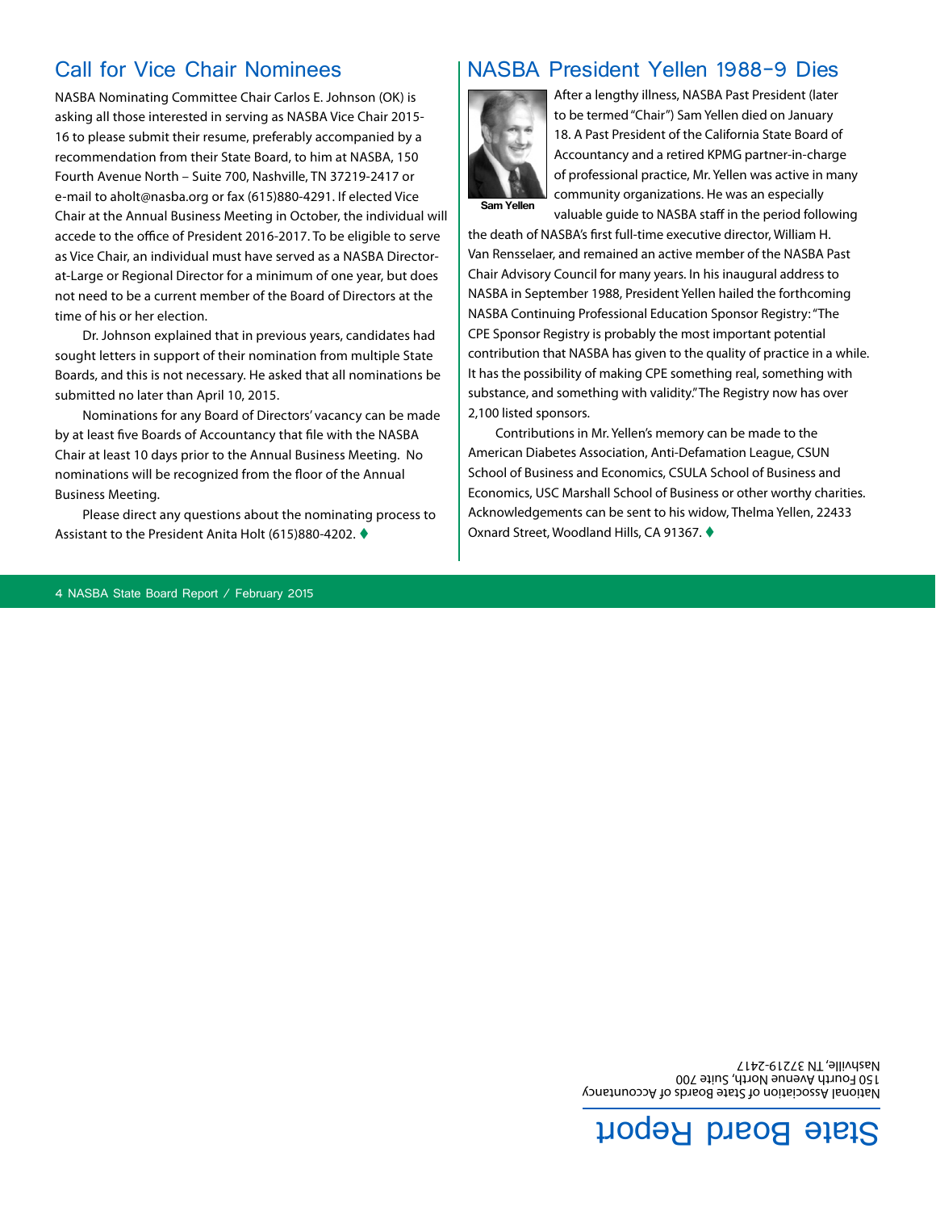## Call for Vice Chair Nominees

NASBA Nominating Committee Chair Carlos E. Johnson (OK) is asking all those interested in serving as NASBA Vice Chair 2015-16 to please submit their resume, preferably accompanied by a recommendation from their State Board, to him at NASBA, 150 Fourth Avenue North – Suite 700, Nashville, TN 37219-2417 or e-mail to aholt@nasba.org or fax (615)880-4291. If elected Vice Chair at the Annual Business Meeting in October, the individual will accede to the office of President 2016-2017. To be eligible to serve as Vice Chair, an individual must have served as a NASBA Director-at-Large or Regional Director for a minimum of one year, but does not need to be a current member of the Board of Directors at the time of his or her election.

Dr. Johnson explained that in previous years, candidates had sought letters in support of their nomination from multiple State Boards, and this is not necessary. He asked that all nominations be submitted no later than April 10, 2015.

Nominations for any Board of Directors' vacancy can be made by at least five Boards of Accountancy that file with the NASBA Chair at least 10 days prior to the Annual Business Meeting. No nominations will be recognized from the floor of the Annual Business Meeting.

Please direct any questions about the nominating process to Assistant to the President Anita Holt (615)880-4202. ♦

## NASBA President Yellen 1988-9 Dies

Sam Yellen

After a lengthy illness, NASBA Past President (later to be termed "Chair") Sam Yellen died on January 18. A Past President of the California State Board of Accountancy and a retired KPMG partner-in-charge of professional practice, Mr. Yellen was active in many community organizations. He was an especially valuable guide to NASBA staff in the period following the death of NASBA's first full-time executive director, William H. Van Rensselaer, and remained an active member of the NASBA Past Chair Advisory Council for many years. In his inaugural address to NASBA in September 1988, President Yellen hailed the forthcoming NASBA Continuing Professional Education Sponsor Registry: "The CPE Sponsor Registry is probably the most important potential contribution that NASBA has given to the quality of practice in a while. It has the possibility of making CPE something real, something with substance, and something with validity." The Registry now has over 2,100 listed sponsors.

Contributions in Mr. Yellen's memory can be made to the American Diabetes Association, Anti-Defamation League, CSUN School of Business and Economics, CSULA School of Business and Economics, USC Marshall School of Business or other worthy charities. Acknowledgements can be sent to his widow, Thelma Yellen, 22433 Oxnard Street, Woodland Hills, CA 91367. ♦

State Board Report

National Association of State Boards of Accountancy
150 Fourth Avenue North, Suite 700
Nashville, TN 37219-2417